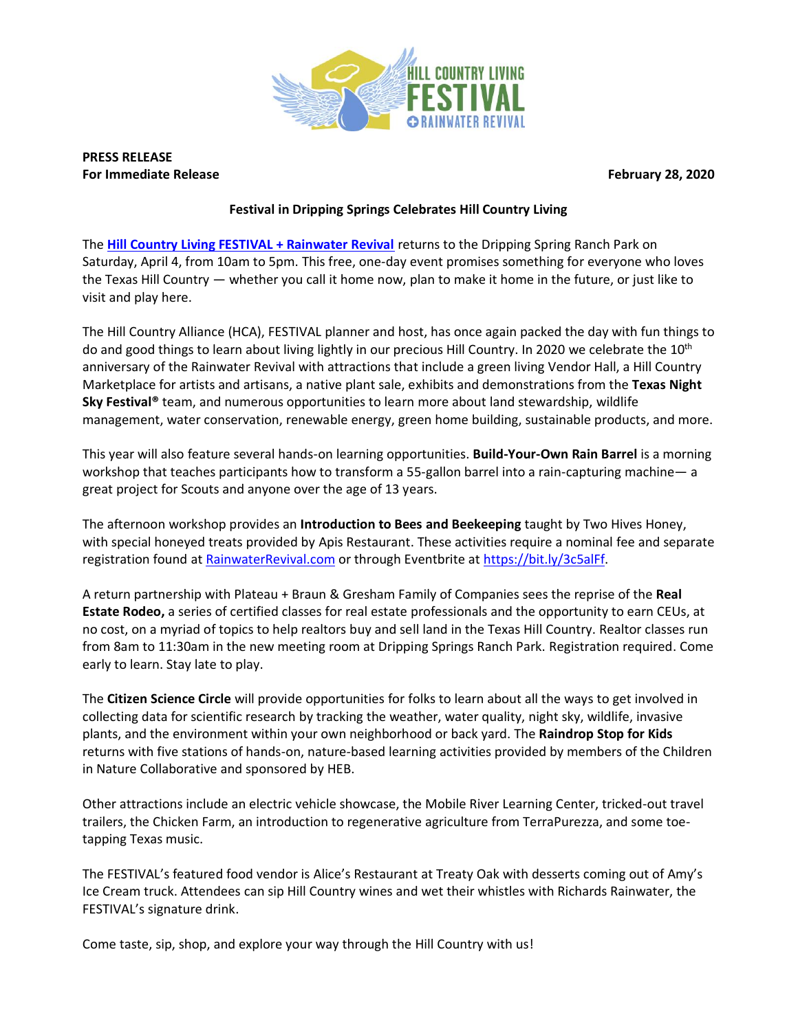**PRESS RELEASE**
**For Immediate Release** **February 28, 2020**

**Festival in Dripping Springs Celebrates Hill Country Living**

The **Hill Country Living FESTIVAL + Rainwater Revival** returns to the Dripping Spring Ranch Park on Saturday, April 4, from 10am to 5pm. This free, one-day event promises something for everyone who loves the Texas Hill Country — whether you call it home now, plan to make it home in the future, or just like to visit and play here.

The Hill Country Alliance (HCA), FESTIVAL planner and host, has once again packed the day with fun things to do and good things to learn about living lightly in our precious Hill Country. In 2020 we celebrate the 10th anniversary of the Rainwater Revival with attractions that include a green living Vendor Hall, a Hill Country Marketplace for artists and artisans, a native plant sale, exhibits and demonstrations from the **Texas Night Sky Festival®** team, and numerous opportunities to learn more about land stewardship, wildlife management, water conservation, renewable energy, green home building, sustainable products, and more.

This year will also feature several hands-on learning opportunities. **Build-Your-Own Rain Barrel** is a morning workshop that teaches participants how to transform a 55-gallon barrel into a rain-capturing machine— a great project for Scouts and anyone over the age of 13 years.

The afternoon workshop provides an **Introduction to Bees and Beekeeping** taught by Two Hives Honey, with special honeyed treats provided by Apis Restaurant. These activities require a nominal fee and separate registration found at RainwaterRevival.com or through Eventbrite at https://bit.ly/3c5alFf.

A return partnership with Plateau + Braun & Gresham Family of Companies sees the reprise of the **Real Estate Rodeo,** a series of certified classes for real estate professionals and the opportunity to earn CEUs, at no cost, on a myriad of topics to help realtors buy and sell land in the Texas Hill Country. Realtor classes run from 8am to 11:30am in the new meeting room at Dripping Springs Ranch Park. Registration required. Come early to learn. Stay late to play.

The **Citizen Science Circle** will provide opportunities for folks to learn about all the ways to get involved in collecting data for scientific research by tracking the weather, water quality, night sky, wildlife, invasive plants, and the environment within your own neighborhood or back yard. The **Raindrop Stop for Kids** returns with five stations of hands-on, nature-based learning activities provided by members of the Children in Nature Collaborative and sponsored by HEB.

Other attractions include an electric vehicle showcase, the Mobile River Learning Center, tricked-out travel trailers, the Chicken Farm, an introduction to regenerative agriculture from TerraPurezza, and some toe-tapping Texas music.

The FESTIVAL's featured food vendor is Alice's Restaurant at Treaty Oak with desserts coming out of Amy's Ice Cream truck. Attendees can sip Hill Country wines and wet their whistles with Richards Rainwater, the FESTIVAL's signature drink.

Come taste, sip, shop, and explore your way through the Hill Country with us!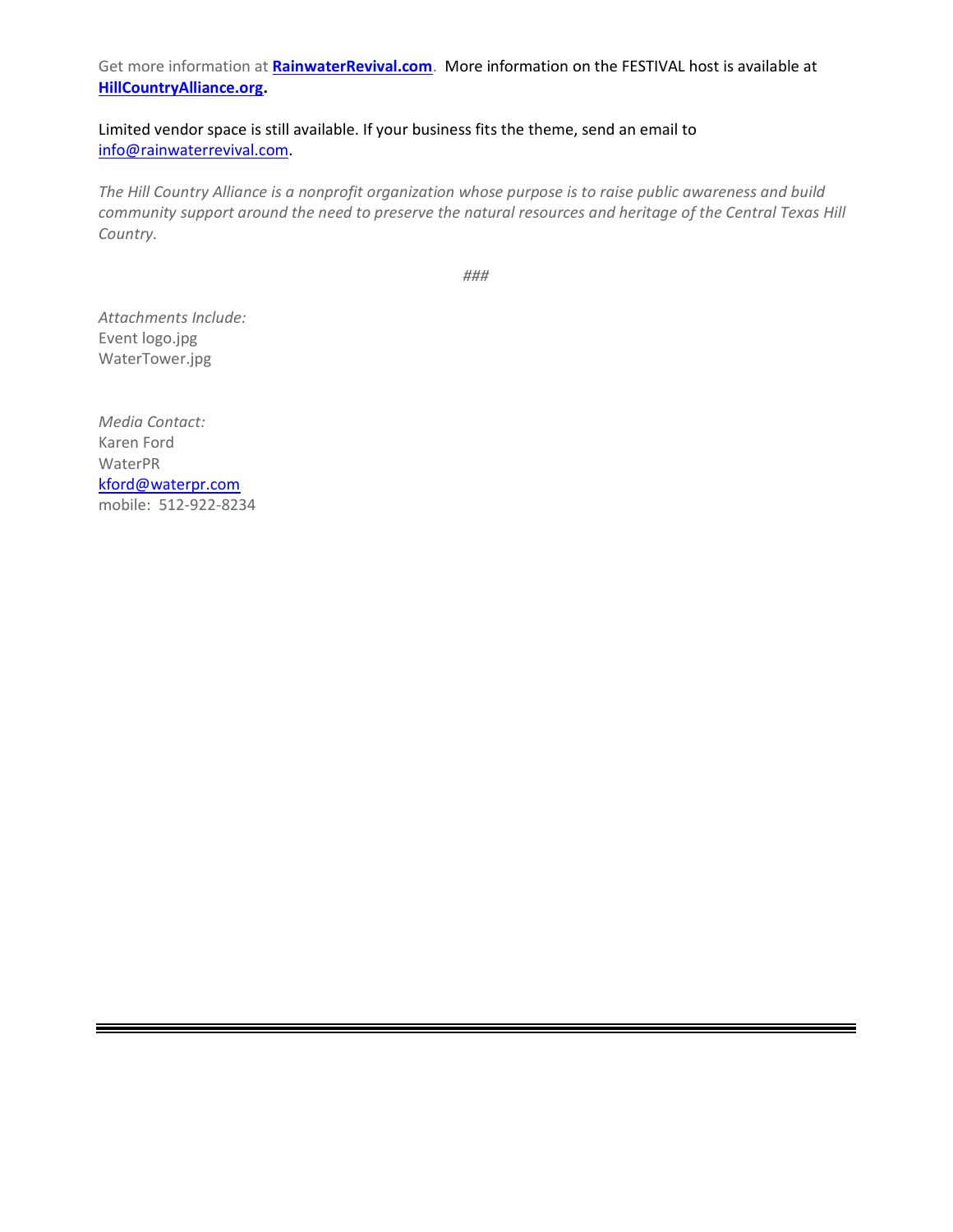Get more information at **RainwaterRevival.com**. More information on the FESTIVAL host is available at **HillCountryAlliance.org.**

Limited vendor space is still available. If your business fits the theme, send an email to info@rainwaterrevival.com.

*The Hill Country Alliance is a nonprofit organization whose purpose is to raise public awareness and build community support around the need to preserve the natural resources and heritage of the Central Texas Hill Country.*

*###*

*Attachments Include:*
Event logo.jpg
WaterTower.jpg

*Media Contact:*
Karen Ford
WaterPR
kford@waterpr.com
mobile: 512-922-8234